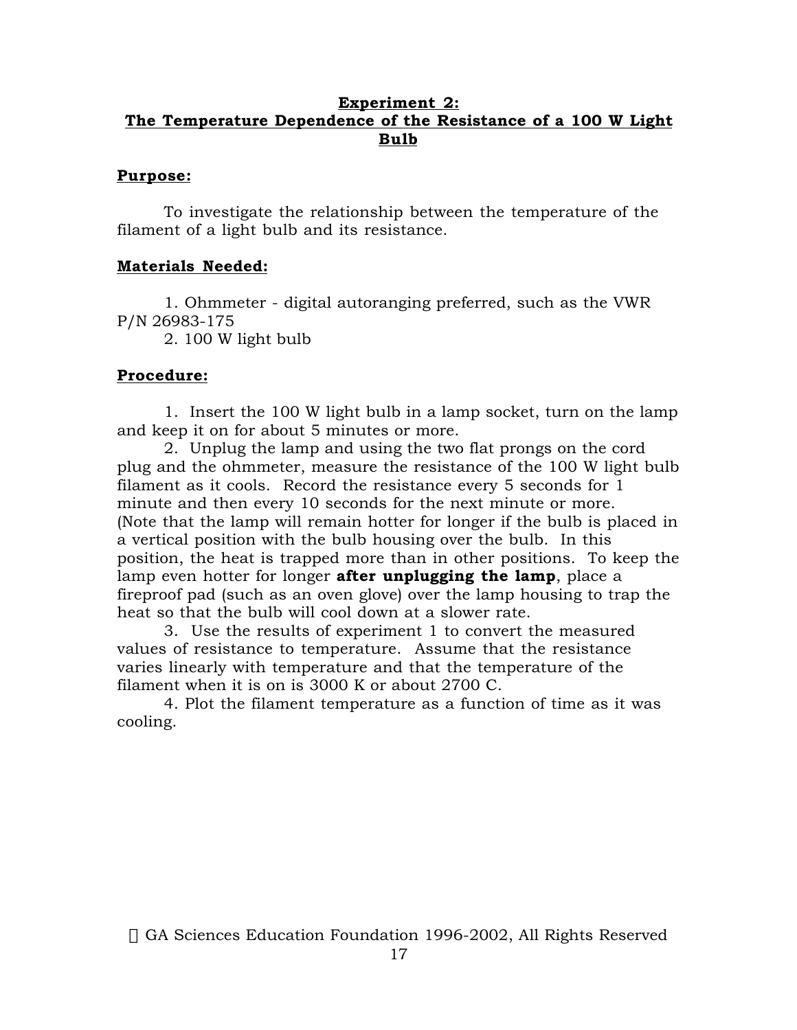# Experiment 2: The Temperature Dependence of the Resistance of a 100 W Light Bulb

## Purpose:

To investigate the relationship between the temperature of the filament of a light bulb and its resistance.

## Materials Needed:

1. Ohmmeter - digital autoranging preferred, such as the VWR P/N 26983-175
2. 100 W light bulb

## Procedure:

1. Insert the 100 W light bulb in a lamp socket, turn on the lamp and keep it on for about 5 minutes or more.
2. Unplug the lamp and using the two flat prongs on the cord plug and the ohmmeter, measure the resistance of the 100 W light bulb filament as it cools. Record the resistance every 5 seconds for 1 minute and then every 10 seconds for the next minute or more. (Note that the lamp will remain hotter for longer if the bulb is placed in a vertical position with the bulb housing over the bulb. In this position, the heat is trapped more than in other positions. To keep the lamp even hotter for longer **after unplugging the lamp**, place a fireproof pad (such as an oven glove) over the lamp housing to trap the heat so that the bulb will cool down at a slower rate.
3. Use the results of experiment 1 to convert the measured values of resistance to temperature. Assume that the resistance varies linearly with temperature and that the temperature of the filament when it is on is 3000 K or about 2700 C.
4. Plot the filament temperature as a function of time as it was cooling.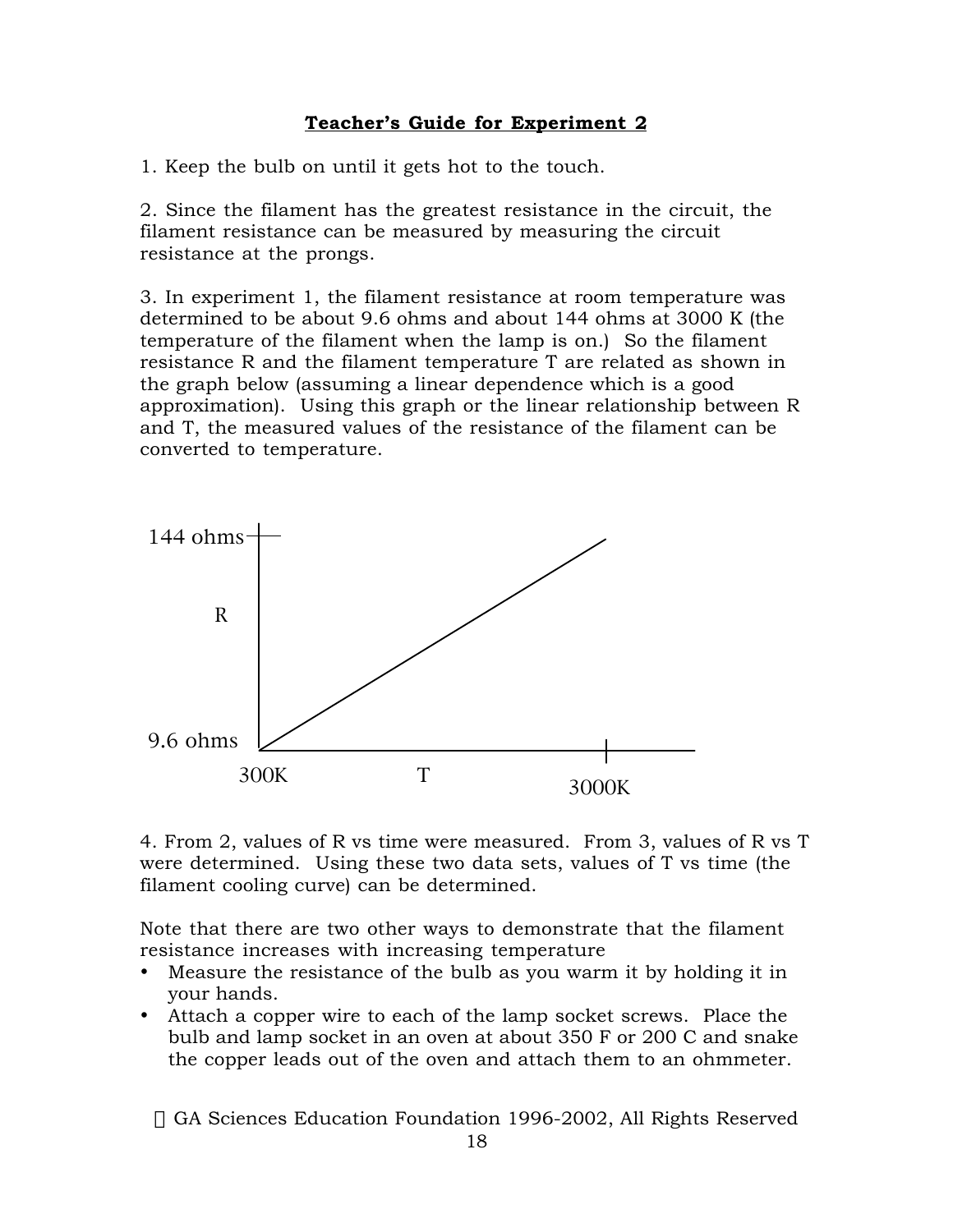## Teacher's Guide for Experiment 2

1. Keep the bulb on until it gets hot to the touch.

2. Since the filament has the greatest resistance in the circuit, the filament resistance can be measured by measuring the circuit resistance at the prongs.

3. In experiment 1, the filament resistance at room temperature was determined to be about 9.6 ohms and about 144 ohms at 3000 K (the temperature of the filament when the lamp is on.) So the filament resistance R and the filament temperature T are related as shown in the graph below (assuming a linear dependence which is a good approximation). Using this graph or the linear relationship between R and T, the measured values of the resistance of the filament can be converted to temperature.

144 ohms

R

9.6 ohms

300K

T

3000K

4. From 2, values of R vs time were measured. From 3, values of R vs T were determined. Using these two data sets, values of T vs time (the filament cooling curve) can be determined.

Note that there are two other ways to demonstrate that the filament resistance increases with increasing temperature

- Measure the resistance of the bulb as you warm it by holding it in your hands.
- Attach a copper wire to each of the lamp socket screws. Place the bulb and lamp socket in an oven at about 350 F or 200 C and snake the copper leads out of the oven and attach them to an ohmmeter.

© GA Sciences Education Foundation 1996-2002, All Rights Reserved